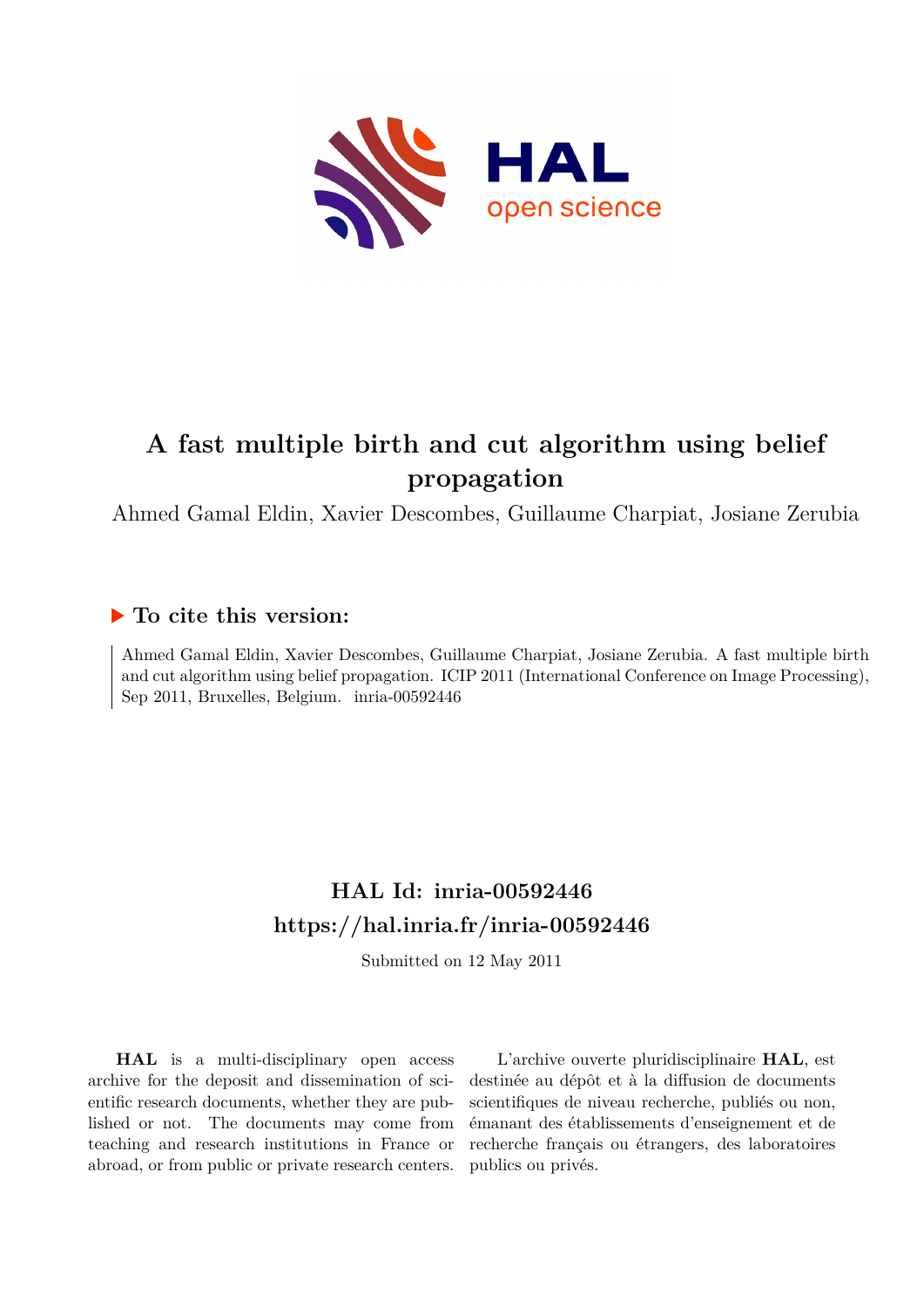# A fast multiple birth and cut algorithm using belief propagation

Ahmed Gamal Eldin, Xavier Descombes, Guillaume Charpiat, Josiane Zerubia

## ▶ To cite this version:

Ahmed Gamal Eldin, Xavier Descombes, Guillaume Charpiat, Josiane Zerubia. A fast multiple birth and cut algorithm using belief propagation. ICIP 2011 (International Conference on Image Processing), Sep 2011, Bruxelles, Belgium. inria-00592446

## HAL Id: inria-00592446
## https://hal.inria.fr/inria-00592446

Submitted on 12 May 2011

**HAL** is a multi-disciplinary open access archive for the deposit and dissemination of scientific research documents, whether they are published or not. The documents may come from teaching and research institutions in France or abroad, or from public or private research centers.

L'archive ouverte pluridisciplinaire **HAL**, est destinée au dépôt et à la diffusion de documents scientifiques de niveau recherche, publiés ou non, émanant des établissements d'enseignement et de recherche français ou étrangers, des laboratoires publics ou privés.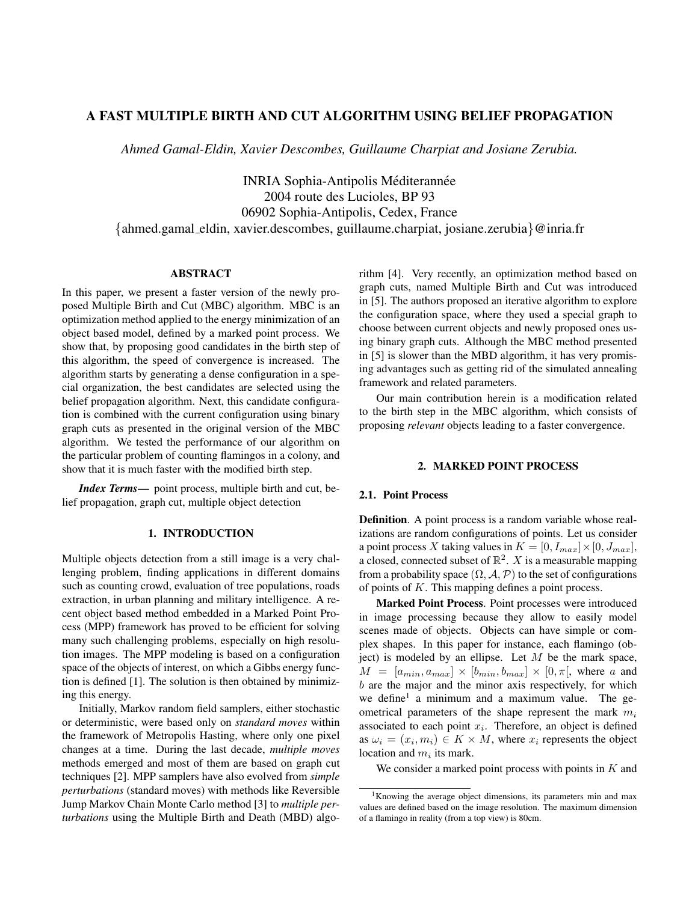# A FAST MULTIPLE BIRTH AND CUT ALGORITHM USING BELIEF PROPAGATION

*Ahmed Gamal-Eldin, Xavier Descombes, Guillaume Charpiat and Josiane Zerubia.*

INRIA Sophia-Antipolis Méditerannée
2004 route des Lucioles, BP 93
06902 Sophia-Antipolis, Cedex, France
{ahmed.gamal_eldin, xavier.descombes, guillaume.charpiat, josiane.zerubia}@inria.fr

## ABSTRACT

In this paper, we present a faster version of the newly proposed Multiple Birth and Cut (MBC) algorithm. MBC is an optimization method applied to the energy minimization of an object based model, defined by a marked point process. We show that, by proposing good candidates in the birth step of this algorithm, the speed of convergence is increased. The algorithm starts by generating a dense configuration in a special organization, the best candidates are selected using the belief propagation algorithm. Next, this candidate configuration is combined with the current configuration using binary graph cuts as presented in the original version of the MBC algorithm. We tested the performance of our algorithm on the particular problem of counting flamingos in a colony, and show that it is much faster with the modified birth step.

***Index Terms*—** point process, multiple birth and cut, belief propagation, graph cut, multiple object detection

## 1. INTRODUCTION

Multiple objects detection from a still image is a very challenging problem, finding applications in different domains such as counting crowd, evaluation of tree populations, roads extraction, in urban planning and military intelligence. A recent object based method embedded in a Marked Point Process (MPP) framework has proved to be efficient for solving many such challenging problems, especially on high resolution images. The MPP modeling is based on a configuration space of the objects of interest, on which a Gibbs energy function is defined [1]. The solution is then obtained by minimizing this energy.

Initially, Markov random field samplers, either stochastic or deterministic, were based only on *standard moves* within the framework of Metropolis Hasting, where only one pixel changes at a time. During the last decade, *multiple moves* methods emerged and most of them are based on graph cut techniques [2]. MPP samplers have also evolved from *simple perturbations* (standard moves) with methods like Reversible Jump Markov Chain Monte Carlo method [3] to *multiple perturbations* using the Multiple Birth and Death (MBD) algorithm [4]. Very recently, an optimization method based on graph cuts, named Multiple Birth and Cut was introduced in [5]. The authors proposed an iterative algorithm to explore the configuration space, where they used a special graph to choose between current objects and newly proposed ones using binary graph cuts. Although the MBC method presented in [5] is slower than the MBD algorithm, it has very promising advantages such as getting rid of the simulated annealing framework and related parameters.

Our main contribution herein is a modification related to the birth step in the MBC algorithm, which consists of proposing *relevant* objects leading to a faster convergence.

## 2. MARKED POINT PROCESS

### 2.1. Point Process

**Definition**. A point process is a random variable whose realizations are random configurations of points. Let us consider a point process $X$ taking values in $K = [0, I_{max}] \times [0, J_{max}]$, a closed, connected subset of $\mathbb{R}^2$. $X$ is a measurable mapping from a probability space $(\Omega, \mathcal{A}, \mathcal{P})$ to the set of configurations of points of $K$. This mapping defines a point process.

**Marked Point Process**. Point processes were introduced in image processing because they allow to easily model scenes made of objects. Objects can have simple or complex shapes. In this paper for instance, each flamingo (object) is modeled by an ellipse. Let $M$ be the mark space, $M = [a_{min}, a_{max}] \times [b_{min}, b_{max}] \times [0, \pi[$, where $a$ and $b$ are the major and the minor axis respectively, for which we define[1] a minimum and a maximum value. The geometrical parameters of the shape represent the mark $m_i$ associated to each point $x_i$. Therefore, an object is defined as $\omega_i = (x_i, m_i) \in K \times M$, where $x_i$ represents the object location and $m_i$ its mark.

We consider a marked point process with points in $K$ and

[1] Knowing the average object dimensions, its parameters min and max values are defined based on the image resolution. The maximum dimension of a flamingo in reality (from a top view) is 80cm.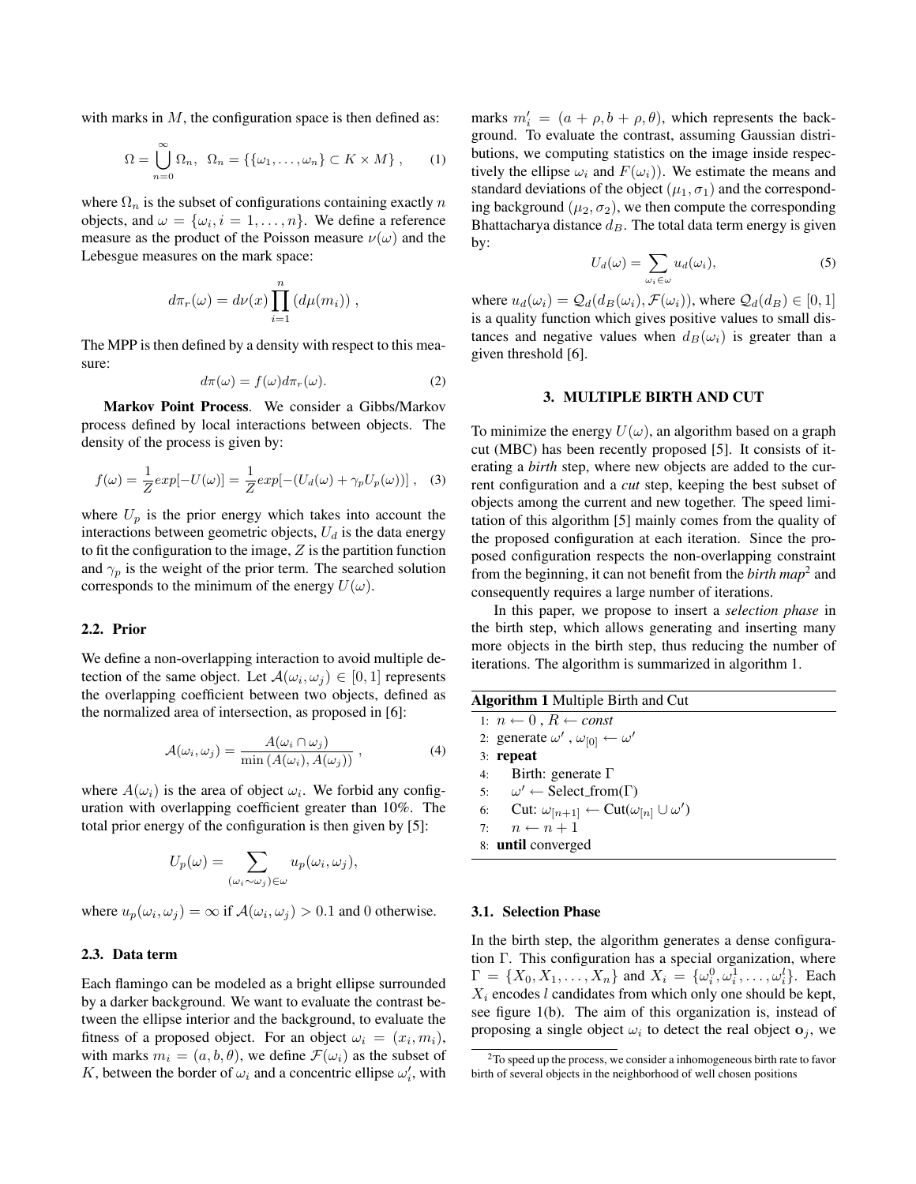with marks in $M$, the configuration space is then defined as:

$$\Omega = \bigcup_{n=0}^{\infty} \Omega_n, \;\; \Omega_n = \{\{\omega_1, \ldots, \omega_n\} \subset K \times M\}\,, \quad (1)$$

where $\Omega_n$ is the subset of configurations containing exactly $n$ objects, and $\omega = \{\omega_i, i = 1, \ldots, n\}$. We define a reference measure as the product of the Poisson measure $\nu(\omega)$ and the Lebesgue measures on the mark space:

$$d\pi_r(\omega) = d\nu(x) \prod_{i=1}^{n} (d\mu(m_i))\,,$$

The MPP is then defined by a density with respect to this measure:

$$d\pi(\omega) = f(\omega) d\pi_r(\omega). \quad (2)$$

**Markov Point Process**. We consider a Gibbs/Markov process defined by local interactions between objects. The density of the process is given by:

$$f(\omega) = \frac{1}{Z} exp[-U(\omega)] = \frac{1}{Z} exp[-(U_d(\omega) + \gamma_p U_p(\omega))]\,, \quad (3)$$

where $U_p$ is the prior energy which takes into account the interactions between geometric objects, $U_d$ is the data energy to fit the configuration to the image, $Z$ is the partition function and $\gamma_p$ is the weight of the prior term. The searched solution corresponds to the minimum of the energy $U(\omega)$.

### 2.2. Prior

We define a non-overlapping interaction to avoid multiple detection of the same object. Let $\mathcal{A}(\omega_i, \omega_j) \in [0, 1]$ represents the overlapping coefficient between two objects, defined as the normalized area of intersection, as proposed in [6]:

$$\mathcal{A}(\omega_i, \omega_j) = \frac{A(\omega_i \cap \omega_j)}{\min\left(A(\omega_i), A(\omega_j)\right)}\,, \quad (4)$$

where $A(\omega_i)$ is the area of object $\omega_i$. We forbid any configuration with overlapping coefficient greater than 10%. The total prior energy of the configuration is then given by [5]:

$$U_p(\omega) = \sum_{(\omega_i \sim \omega_j) \in \omega} u_p(\omega_i, \omega_j),$$

where $u_p(\omega_i, \omega_j) = \infty$ if $\mathcal{A}(\omega_i, \omega_j) > 0.1$ and 0 otherwise.

### 2.3. Data term

Each flamingo can be modeled as a bright ellipse surrounded by a darker background. We want to evaluate the contrast between the ellipse interior and the background, to evaluate the fitness of a proposed object. For an object $\omega_i = (x_i, m_i)$, with marks $m_i = (a, b, \theta)$, we define $\mathcal{F}(\omega_i)$ as the subset of $K$, between the border of $\omega_i$ and a concentric ellipse $\omega_i'$, with marks $m_i' = (a + \rho, b + \rho, \theta)$, which represents the background. To evaluate the contrast, assuming Gaussian distributions, we computing statistics on the image inside respectively the ellipse $\omega_i$ and $F(\omega_i)$). We estimate the means and standard deviations of the object $(\mu_1, \sigma_1)$ and the corresponding background $(\mu_2, \sigma_2)$, we then compute the corresponding Bhattacharya distance $d_B$. The total data term energy is given by:

$$U_d(\omega) = \sum_{\omega_i \in \omega} u_d(\omega_i), \quad (5)$$

where $u_d(\omega_i) = \mathcal{Q}_d(d_B(\omega_i), \mathcal{F}(\omega_i))$, where $\mathcal{Q}_d(d_B) \in [0, 1]$ is a quality function which gives positive values to small distances and negative values when $d_B(\omega_i)$ is greater than a given threshold [6].

## 3. MULTIPLE BIRTH AND CUT

To minimize the energy $U(\omega)$, an algorithm based on a graph cut (MBC) has been recently proposed [5]. It consists of iterating a *birth* step, where new objects are added to the current configuration and a *cut* step, keeping the best subset of objects among the current and new together. The speed limitation of this algorithm [5] mainly comes from the quality of the proposed configuration at each iteration. Since the proposed configuration respects the non-overlapping constraint from the beginning, it can not benefit from the *birth map*[2] and consequently requires a large number of iterations.

In this paper, we propose to insert a *selection phase* in the birth step, which allows generating and inserting many more objects in the birth step, thus reducing the number of iterations. The algorithm is summarized in algorithm 1.

**Algorithm 1** Multiple Birth and Cut

```
1: n ← 0 , R ← const
2: generate ω′ , ω[0] ← ω′
3: repeat
4:    Birth: generate Γ
5:    ω′ ← Select_from(Γ)
6:    Cut: ω[n+1] ← Cut(ω[n] ∪ ω′)
7:    n ← n + 1
8: until converged
```

### 3.1. Selection Phase

In the birth step, the algorithm generates a dense configuration $\Gamma$. This configuration has a special organization, where $\Gamma = \{X_0, X_1, \ldots, X_n\}$ and $X_i = \{\omega_i^0, \omega_i^1, \ldots, \omega_i^l\}$. Each $X_i$ encodes $l$ candidates from which only one should be kept, see figure 1(b). The aim of this organization is, instead of proposing a single object $\omega_i$ to detect the real object $\mathbf{o}_j$, we

[2] To speed up the process, we consider a inhomogeneous birth rate to favor birth of several objects in the neighborhood of well chosen positions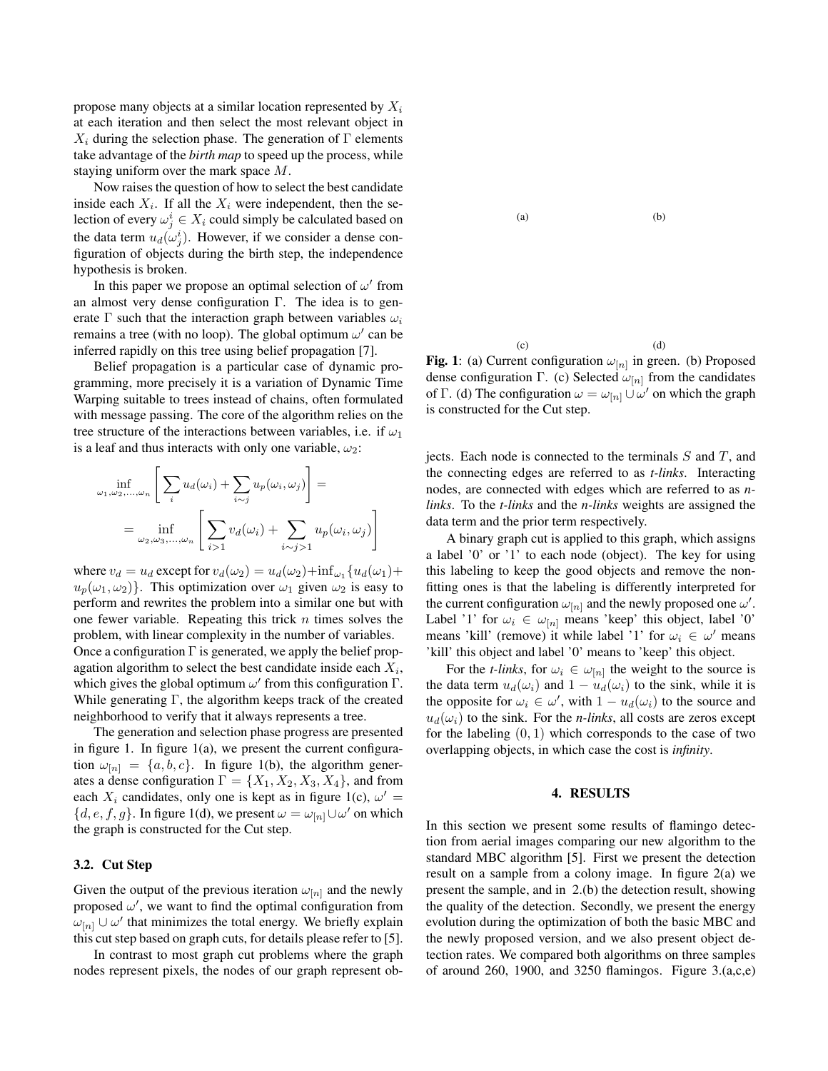propose many objects at a similar location represented by $X_i$ at each iteration and then select the most relevant object in $X_i$ during the selection phase. The generation of $\Gamma$ elements take advantage of the *birth map* to speed up the process, while staying uniform over the mark space $M$.

Now raises the question of how to select the best candidate inside each $X_i$. If all the $X_i$ were independent, then the selection of every $\omega_j^i \in X_i$ could simply be calculated based on the data term $u_d(\omega_j^i)$. However, if we consider a dense configuration of objects during the birth step, the independence hypothesis is broken.

In this paper we propose an optimal selection of $\omega'$ from an almost very dense configuration $\Gamma$. The idea is to generate $\Gamma$ such that the interaction graph between variables $\omega_i$ remains a tree (with no loop). The global optimum $\omega'$ can be inferred rapidly on this tree using belief propagation [7].

Belief propagation is a particular case of dynamic programming, more precisely it is a variation of Dynamic Time Warping suitable to trees instead of chains, often formulated with message passing. The core of the algorithm relies on the tree structure of the interactions between variables, i.e. if $\omega_1$ is a leaf and thus interacts with only one variable, $\omega_2$:

$$\inf_{\omega_1,\omega_2,\ldots,\omega_n} \left[ \sum_i u_d(\omega_i) + \sum_{i\sim j} u_p(\omega_i,\omega_j) \right] =$$

$$= \inf_{\omega_2,\omega_3,\ldots,\omega_n} \left[ \sum_{i>1} v_d(\omega_i) + \sum_{i\sim j>1} u_p(\omega_i,\omega_j) \right]$$

where $v_d = u_d$ except for $v_d(\omega_2) = u_d(\omega_2) + \inf_{\omega_1}\{u_d(\omega_1) + u_p(\omega_1,\omega_2)\}$. This optimization over $\omega_1$ given $\omega_2$ is easy to perform and rewrites the problem into a similar one but with one fewer variable. Repeating this trick $n$ times solves the problem, with linear complexity in the number of variables.
Once a configuration $\Gamma$ is generated, we apply the belief propagation algorithm to select the best candidate inside each $X_i$, which gives the global optimum $\omega'$ from this configuration $\Gamma$. While generating $\Gamma$, the algorithm keeps track of the created neighborhood to verify that it always represents a tree.

The generation and selection phase progress are presented in figure 1. In figure 1(a), we present the current configuration $\omega_{[n]} = \{a, b, c\}$. In figure 1(b), the algorithm generates a dense configuration $\Gamma = \{X_1, X_2, X_3, X_4\}$, and from each $X_i$ candidates, only one is kept as in figure 1(c), $\omega' = \{d, e, f, g\}$. In figure 1(d), we present $\omega = \omega_{[n]} \cup \omega'$ on which the graph is constructed for the Cut step.

(a) (b)

(c) (d)

**Fig. 1**: (a) Current configuration $\omega_{[n]}$ in green. (b) Proposed dense configuration $\Gamma$. (c) Selected $\omega_{[n]}$ from the candidates of $\Gamma$. (d) The configuration $\omega = \omega_{[n]} \cup \omega'$ on which the graph is constructed for the Cut step.

### 3.2. Cut Step

Given the output of the previous iteration $\omega_{[n]}$ and the newly proposed $\omega'$, we want to find the optimal configuration from $\omega_{[n]} \cup \omega'$ that minimizes the total energy. We briefly explain this cut step based on graph cuts, for details please refer to [5].

In contrast to most graph cut problems where the graph nodes represent pixels, the nodes of our graph represent objects. Each node is connected to the terminals $S$ and $T$, and the connecting edges are referred to as *t-links*. Interacting nodes, are connected with edges which are referred to as *n-links*. To the *t-links* and the *n-links* weights are assigned the data term and the prior term respectively.

A binary graph cut is applied to this graph, which assigns a label '0' or '1' to each node (object). The key for using this labeling to keep the good objects and remove the non-fitting ones is that the labeling is differently interpreted for the current configuration $\omega_{[n]}$ and the newly proposed one $\omega'$. Label '1' for $\omega_i \in \omega_{[n]}$ means 'keep' this object, label '0' means 'kill' (remove) it while label '1' for $\omega_i \in \omega'$ means 'kill' this object and label '0' means to 'keep' this object.

For the *t-links*, for $\omega_i \in \omega_{[n]}$ the weight to the source is the data term $u_d(\omega_i)$ and $1 - u_d(\omega_i)$ to the sink, while it is the opposite for $\omega_i \in \omega'$, with $1 - u_d(\omega_i)$ to the source and $u_d(\omega_i)$ to the sink. For the *n-links*, all costs are zeros except for the labeling $(0, 1)$ which corresponds to the case of two overlapping objects, in which case the cost is *infinity*.

## 4. RESULTS

In this section we present some results of flamingo detection from aerial images comparing our new algorithm to the standard MBC algorithm [5]. First we present the detection result on a sample from a colony image. In figure 2(a) we present the sample, and in 2.(b) the detection result, showing the quality of the detection. Secondly, we present the energy evolution during the optimization of both the basic MBC and the newly proposed version, and we also present object detection rates. We compared both algorithms on three samples of around 260, 1900, and 3250 flamingos. Figure 3.(a,c,e)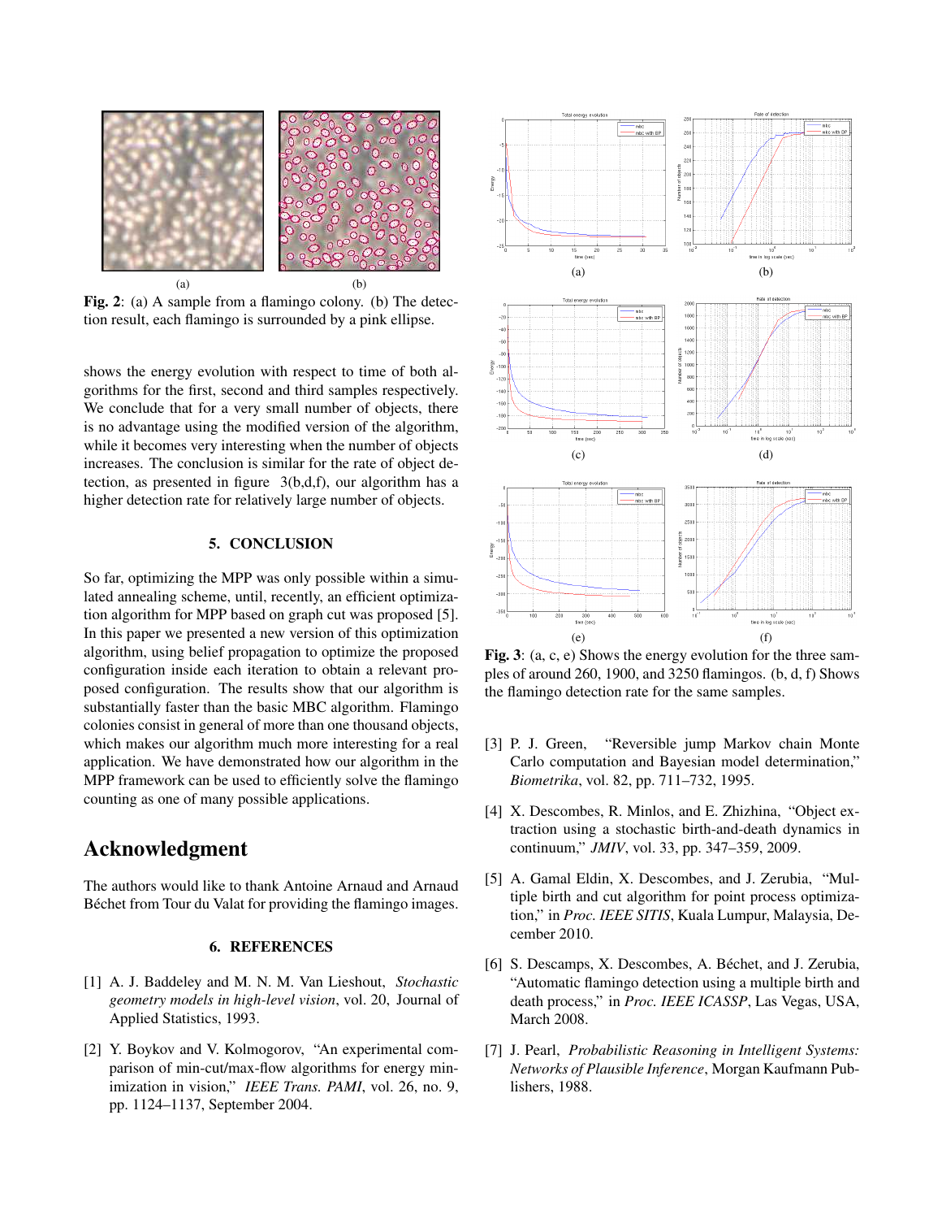(a) (b)

**Fig. 2**: (a) A sample from a flamingo colony. (b) The detection result, each flamingo is surrounded by a pink ellipse.

shows the energy evolution with respect to time of both algorithms for the first, second and third samples respectively. We conclude that for a very small number of objects, there is no advantage using the modified version of the algorithm, while it becomes very interesting when the number of objects increases. The conclusion is similar for the rate of object detection, as presented in figure 3(b,d,f), our algorithm has a higher detection rate for relatively large number of objects.

### 5. CONCLUSION

So far, optimizing the MPP was only possible within a simulated annealing scheme, until, recently, an efficient optimization algorithm for MPP based on graph cut was proposed [5]. In this paper we presented a new version of this optimization algorithm, using belief propagation to optimize the proposed configuration inside each iteration to obtain a relevant proposed configuration. The results show that our algorithm is substantially faster than the basic MBC algorithm. Flamingo colonies consist in general of more than one thousand objects, which makes our algorithm much more interesting for a real application. We have demonstrated how our algorithm in the MPP framework can be used to efficiently solve the flamingo counting as one of many possible applications.

## Acknowledgment

The authors would like to thank Antoine Arnaud and Arnaud Béchet from Tour du Valat for providing the flamingo images.

### 6. REFERENCES

[1] A. J. Baddeley and M. N. M. Van Lieshout, *Stochastic geometry models in high-level vision*, vol. 20, Journal of Applied Statistics, 1993.

[2] Y. Boykov and V. Kolmogorov, "An experimental comparison of min-cut/max-flow algorithms for energy minimization in vision," *IEEE Trans. PAMI*, vol. 26, no. 9, pp. 1124–1137, September 2004.

Total energy evolution
Rate of detection
mbc
mbc with BP
Energy
Number of objects
time (sec)
time in log scale (sec)

(a) (b)

(c) (d)

(e) (f)

**Fig. 3**: (a, c, e) Shows the energy evolution for the three samples of around 260, 1900, and 3250 flamingos. (b, d, f) Shows the flamingo detection rate for the same samples.

[3] P. J. Green, "Reversible jump Markov chain Monte Carlo computation and Bayesian model determination," *Biometrika*, vol. 82, pp. 711–732, 1995.

[4] X. Descombes, R. Minlos, and E. Zhizhina, "Object extraction using a stochastic birth-and-death dynamics in continuum," *JMIV*, vol. 33, pp. 347–359, 2009.

[5] A. Gamal Eldin, X. Descombes, and J. Zerubia, "Multiple birth and cut algorithm for point process optimization," in *Proc. IEEE SITIS*, Kuala Lumpur, Malaysia, December 2010.

[6] S. Descamps, X. Descombes, A. Béchet, and J. Zerubia, "Automatic flamingo detection using a multiple birth and death process," in *Proc. IEEE ICASSP*, Las Vegas, USA, March 2008.

[7] J. Pearl, *Probabilistic Reasoning in Intelligent Systems: Networks of Plausible Inference*, Morgan Kaufmann Publishers, 1988.